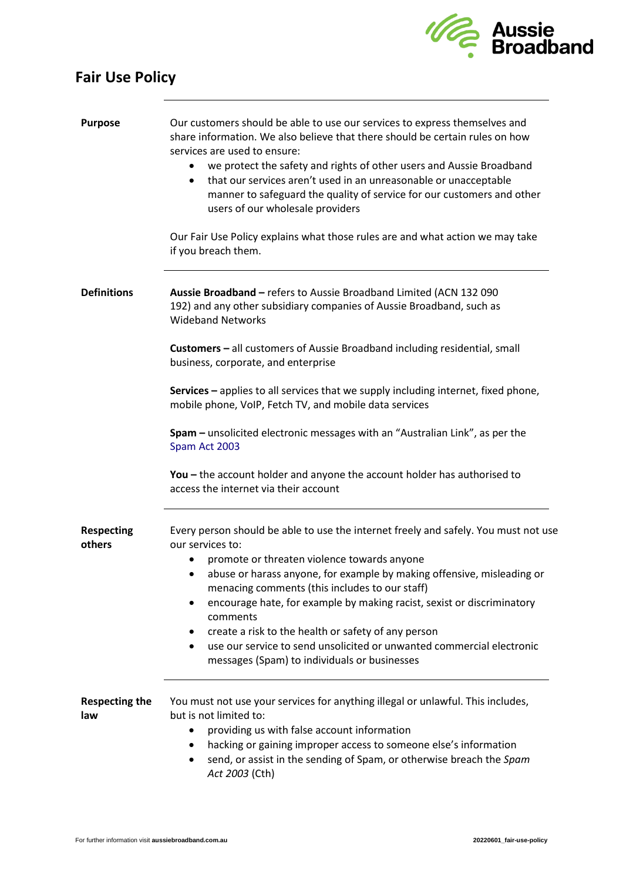# Fair Use Policy

## Purpose

Our customers should be able to use our services to express themselves and share information. We also believe that there should be certain rules on how services are used to ensure:

- we protect the safety and rights of other users and Aussie Broadband
- that our services aren't used in an unreasonable or unacceptable manner to safeguard the quality of service for our customers and other users of our wholesale providers

Our Fair Use Policy explains what those rules are and what action we may take if you breach them.

## Definitions

**Aussie Broadband –** refers to Aussie Broadband Limited (ACN 132 090 192) and any other subsidiary companies of Aussie Broadband, such as Wideband Networks

**Customers –** all customers of Aussie Broadband including residential, small business, corporate, and enterprise

**Services –** applies to all services that we supply including internet, fixed phone, mobile phone, VoIP, Fetch TV, and mobile data services

**Spam –** unsolicited electronic messages with an "Australian Link", as per the Spam Act 2003

**You –** the account holder and anyone the account holder has authorised to access the internet via their account

## Respecting others

Every person should be able to use the internet freely and safely. You must not use our services to:

- promote or threaten violence towards anyone
- abuse or harass anyone, for example by making offensive, misleading or menacing comments (this includes to our staff)
- encourage hate, for example by making racist, sexist or discriminatory comments
- create a risk to the health or safety of any person
- use our service to send unsolicited or unwanted commercial electronic messages (Spam) to individuals or businesses

## Respecting the law

You must not use your services for anything illegal or unlawful. This includes, but is not limited to:

- providing us with false account information
- hacking or gaining improper access to someone else's information
- send, or assist in the sending of Spam, or otherwise breach the *Spam Act 2003* (Cth)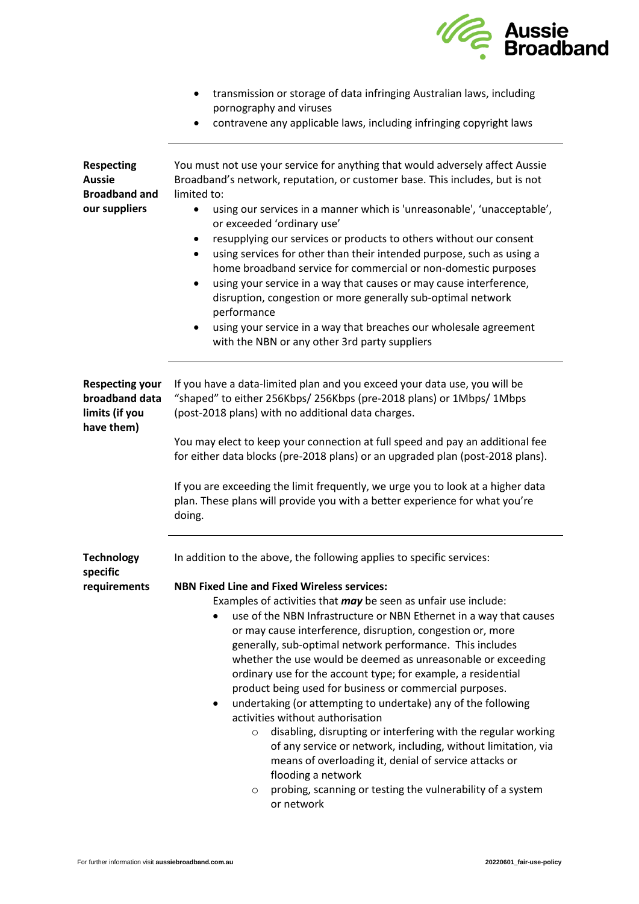- transmission or storage of data infringing Australian laws, including pornography and viruses
- contravene any applicable laws, including infringing copyright laws

---

**Respecting Aussie Broadband and our suppliers**

You must not use your service for anything that would adversely affect Aussie Broadband's network, reputation, or customer base. This includes, but is not limited to:

- using our services in a manner which is 'unreasonable', 'unacceptable', or exceeded 'ordinary use'
- resupplying our services or products to others without our consent
- using services for other than their intended purpose, such as using a home broadband service for commercial or non-domestic purposes
- using your service in a way that causes or may cause interference, disruption, congestion or more generally sub-optimal network performance
- using your service in a way that breaches our wholesale agreement with the NBN or any other 3rd party suppliers

---

**Respecting your broadband data limits (if you have them)**

If you have a data-limited plan and you exceed your data use, you will be "shaped" to either 256Kbps/ 256Kbps (pre-2018 plans) or 1Mbps/ 1Mbps (post-2018 plans) with no additional data charges.

You may elect to keep your connection at full speed and pay an additional fee for either data blocks (pre-2018 plans) or an upgraded plan (post-2018 plans).

If you are exceeding the limit frequently, we urge you to look at a higher data plan. These plans will provide you with a better experience for what you're doing.

---

**Technology specific requirements**

In addition to the above, the following applies to specific services:

**NBN Fixed Line and Fixed Wireless services:**

Examples of activities that ***may*** be seen as unfair use include:

- use of the NBN Infrastructure or NBN Ethernet in a way that causes or may cause interference, disruption, congestion or, more generally, sub-optimal network performance. This includes whether the use would be deemed as unreasonable or exceeding ordinary use for the account type; for example, a residential product being used for business or commercial purposes.
- undertaking (or attempting to undertake) any of the following activities without authorisation
  - disabling, disrupting or interfering with the regular working of any service or network, including, without limitation, via means of overloading it, denial of service attacks or flooding a network
  - probing, scanning or testing the vulnerability of a system or network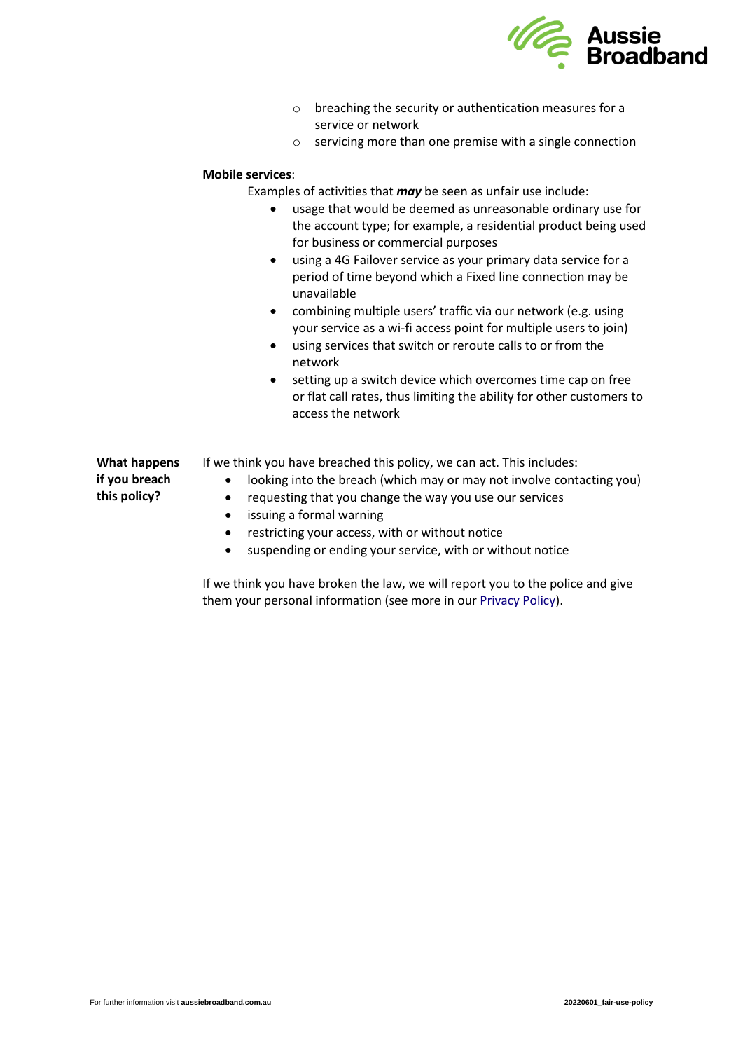- breaching the security or authentication measures for a service or network
  - servicing more than one premise with a single connection

**Mobile services**:

Examples of activities that ***may*** be seen as unfair use include:

- usage that would be deemed as unreasonable ordinary use for the account type; for example, a residential product being used for business or commercial purposes
- using a 4G Failover service as your primary data service for a period of time beyond which a Fixed line connection may be unavailable
- combining multiple users' traffic via our network (e.g. using your service as a wi-fi access point for multiple users to join)
- using services that switch or reroute calls to or from the network
- setting up a switch device which overcomes time cap on free or flat call rates, thus limiting the ability for other customers to access the network

---

**What happens if you breach this policy?**

If we think you have breached this policy, we can act. This includes:

- looking into the breach (which may or may not involve contacting you)
- requesting that you change the way you use our services
- issuing a formal warning
- restricting your access, with or without notice
- suspending or ending your service, with or without notice

If we think you have broken the law, we will report you to the police and give them your personal information (see more in our Privacy Policy).

---